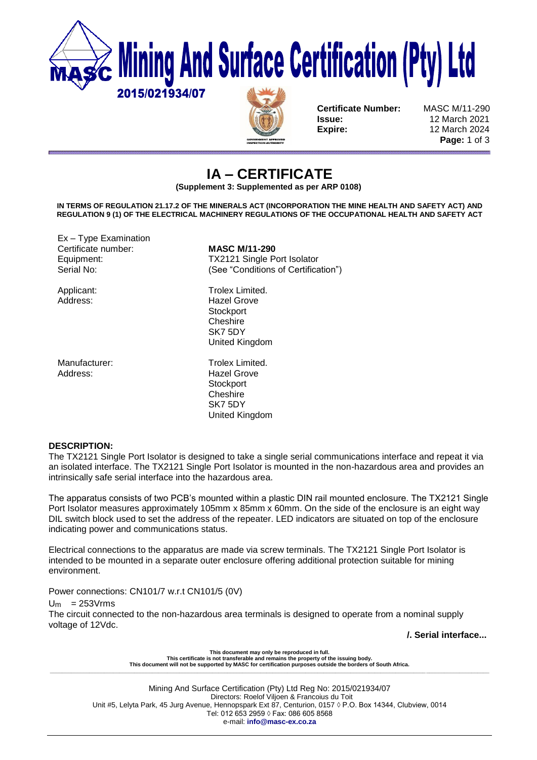# Mining And Surface Certification (Pty) Ltd

2015/021934/07

**Certificate Number:** MASC M/11-290
**Issue:** 12 March 2021
**Expire:** 12 March 2024

# IA – CERTIFICATE

**(Supplement 3: Supplemented as per ARP 0108)**

**IN TERMS OF REGULATION 21.17.2 OF THE MINERALS ACT (INCORPORATION THE MINE HEALTH AND SAFETY ACT) AND REGULATION 9 (1) OF THE ELECTRICAL MACHINERY REGULATIONS OF THE OCCUPATIONAL HEALTH AND SAFETY ACT**

Ex – Type Examination
Certificate number: **MASC M/11-290**
Equipment: TX2121 Single Port Isolator
Serial No: (See "Conditions of Certification")

Applicant: Trolex Limited.
Address: Hazel Grove
Stockport
Cheshire
SK7 5DY
United Kingdom

Manufacturer: Trolex Limited.
Address: Hazel Grove
Stockport
Cheshire
SK7 5DY
United Kingdom

**DESCRIPTION:**

The TX2121 Single Port Isolator is designed to take a single serial communications interface and repeat it via an isolated interface. The TX2121 Single Port Isolator is mounted in the non-hazardous area and provides an intrinsically safe serial interface into the hazardous area.

The apparatus consists of two PCB's mounted within a plastic DIN rail mounted enclosure. The TX2121 Single Port Isolator measures approximately 105mm x 85mm x 60mm. On the side of the enclosure is an eight way DIL switch block used to set the address of the repeater. LED indicators are situated on top of the enclosure indicating power and communications status.

Electrical connections to the apparatus are made via screw terminals. The TX2121 Single Port Isolator is intended to be mounted in a separate outer enclosure offering additional protection suitable for mining environment.

Power connections: CN101/7 w.r.t CN101/5 (0V)

$U_m$ = 253Vrms

The circuit connected to the non-hazardous area terminals is designed to operate from a nominal supply voltage of 12Vdc.

**/. Serial interface...**

**This document may only be reproduced in full.**
**This certificate is not transferable and remains the property of the issuing body.**
**This document will not be supported by MASC for certification purposes outside the borders of South Africa.**

Mining And Surface Certification (Pty) Ltd Reg No: 2015/021934/07
Directors: Roelof Viljoen & Francoius du Toit
Unit #5, Lelyta Park, 45 Jurg Avenue, Hennopspark Ext 87, Centurion, 0157 ◊ P.O. Box 14344, Clubview, 0014
Tel: 012 653 2959 ◊ Fax: 086 605 8568
e-mail: **info@masc-ex.co.za**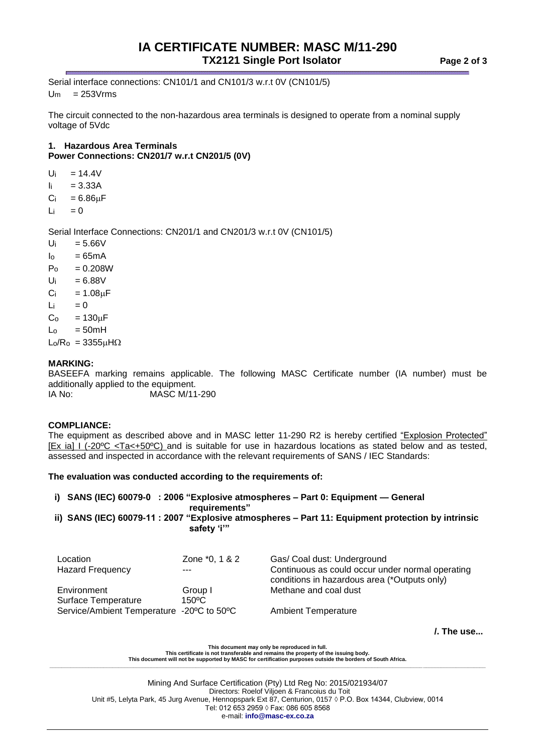Serial interface connections: CN101/1 and CN101/3 w.r.t 0V (CN101/5)

$U_m$ = 253Vrms

The circuit connected to the non-hazardous area terminals is designed to operate from a nominal supply voltage of 5Vdc

**1. Hazardous Area Terminals**
**Power Connections: CN201/7 w.r.t CN201/5 (0V)**

$U_i$ = 14.4V
$I_i$ = 3.33A
$C_i$ = 6.86μF
$L_i$ = 0

Serial Interface Connections: CN201/1 and CN201/3 w.r.t 0V (CN101/5)

$U_i$ = 5.66V
$I_o$ = 65mA
$P_o$ = 0.208W
$U_i$ = 6.88V
$C_i$ = 1.08μF
$L_i$ = 0
$C_o$ = 130μF
$L_o$ = 50mH
$L_o/R_o$ = 3355μHΩ

**MARKING:**

BASEEFA marking remains applicable. The following MASC Certificate number (IA number) must be additionally applied to the equipment.
IA No: MASC M/11-290

**COMPLIANCE:**

The equipment as described above and in MASC letter 11-290 R2 is hereby certified "Explosion Protected" [Ex ia] I (-20ºC <Ta<+50ºC) and is suitable for use in hazardous locations as stated below and as tested, assessed and inspected in accordance with the relevant requirements of SANS / IEC Standards:

**The evaluation was conducted according to the requirements of:**

- **i) SANS (IEC) 60079-0 : 2006 "Explosive atmospheres – Part 0: Equipment — General requirements"**
- **ii) SANS (IEC) 60079-11 : 2007 "Explosive atmospheres – Part 11: Equipment protection by intrinsic safety 'i'"**

| | | |
|---|---|---|
| Location | Zone *0, 1 & 2 | Gas/ Coal dust: Underground |
| Hazard Frequency | --- | Continuous as could occur under normal operating conditions in hazardous area (*Outputs only) |
| Environment | Group I | Methane and coal dust |
| Surface Temperature | 150ºC | |
| Service/Ambient Temperature | -20ºC to 50ºC | Ambient Temperature |

**/. The use...**

This document may only be reproduced in full.
This certificate is not transferable and remains the property of the issuing body.
This document will not be supported by MASC for certification purposes outside the borders of South Africa.

Mining And Surface Certification (Pty) Ltd Reg No: 2015/021934/07
Directors: Roelof Viljoen & Francoius du Toit
Unit #5, Lelyta Park, 45 Jurg Avenue, Hennopspark Ext 87, Centurion, 0157 ◊ P.O. Box 14344, Clubview, 0014
Tel: 012 653 2959 ◊ Fax: 086 605 8568
e-mail: **info@masc-ex.co.za**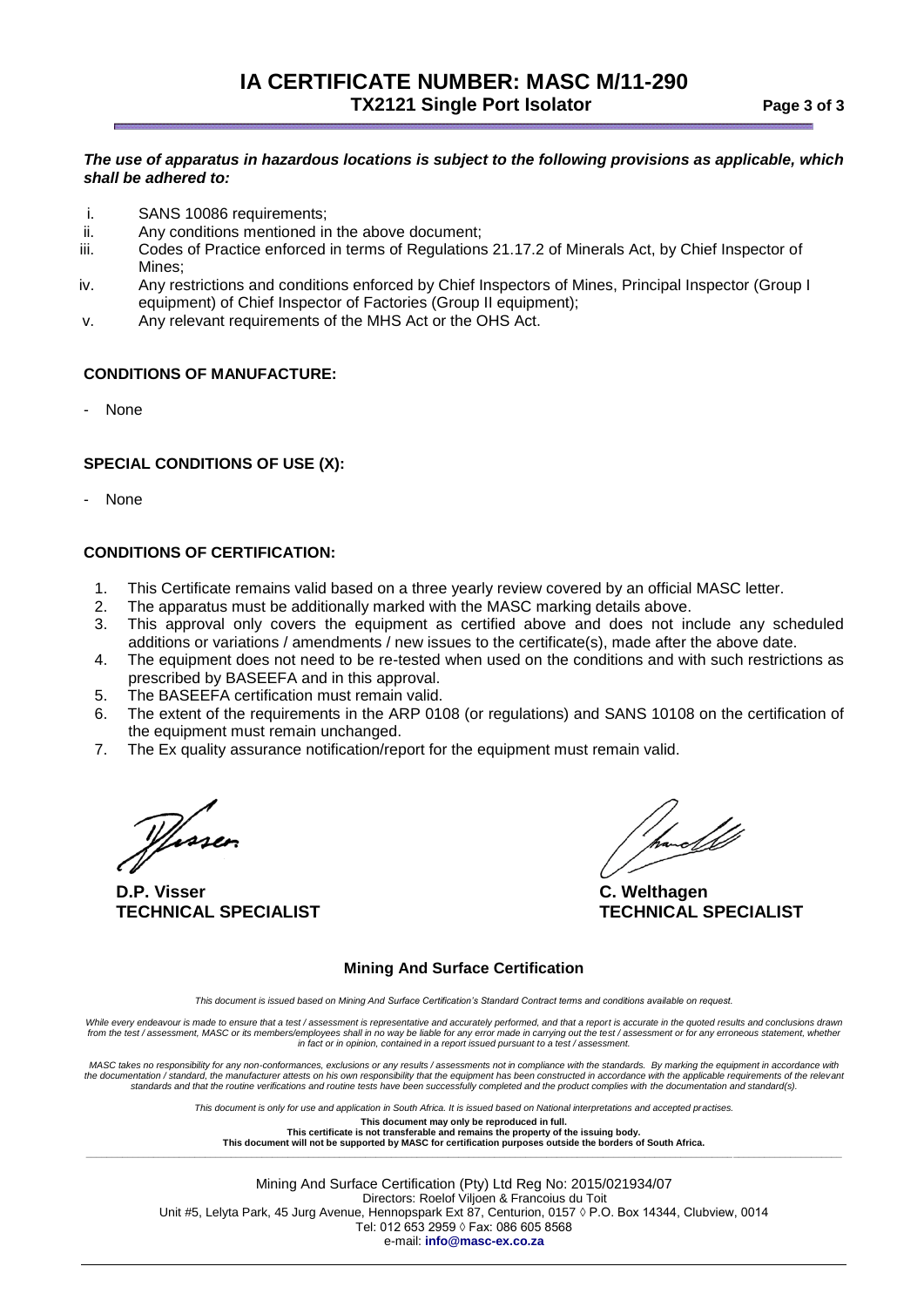***The use of apparatus in hazardous locations is subject to the following provisions as applicable, which shall be adhered to:***

i. SANS 10086 requirements;
ii. Any conditions mentioned in the above document;
iii. Codes of Practice enforced in terms of Regulations 21.17.2 of Minerals Act, by Chief Inspector of Mines;
iv. Any restrictions and conditions enforced by Chief Inspectors of Mines, Principal Inspector (Group I equipment) of Chief Inspector of Factories (Group II equipment);
v. Any relevant requirements of the MHS Act or the OHS Act.

**CONDITIONS OF MANUFACTURE:**

- None

**SPECIAL CONDITIONS OF USE (X):**

- None

**CONDITIONS OF CERTIFICATION:**

1. This Certificate remains valid based on a three yearly review covered by an official MASC letter.
2. The apparatus must be additionally marked with the MASC marking details above.
3. This approval only covers the equipment as certified above and does not include any scheduled additions or variations / amendments / new issues to the certificate(s), made after the above date.
4. The equipment does not need to be re-tested when used on the conditions and with such restrictions as prescribed by BASEEFA and in this approval.
5. The BASEEFA certification must remain valid.
6. The extent of the requirements in the ARP 0108 (or regulations) and SANS 10108 on the certification of the equipment must remain unchanged.
7. The Ex quality assurance notification/report for the equipment must remain valid.

**D.P. Visser**
**TECHNICAL SPECIALIST**

**C. Welthagen**
**TECHNICAL SPECIALIST**

**Mining And Surface Certification**

*This document is issued based on Mining And Surface Certification's Standard Contract terms and conditions available on request.*

*While every endeavour is made to ensure that a test / assessment is representative and accurately performed, and that a report is accurate in the quoted results and conclusions drawn from the test / assessment, MASC or its members/employees shall in no way be liable for any error made in carrying out the test / assessment or for any erroneous statement, whether in fact or in opinion, contained in a report issued pursuant to a test / assessment.*

*MASC takes no responsibility for any non-conformances, exclusions or any results / assessments not in compliance with the standards. By marking the equipment in accordance with the documentation / standard, the manufacturer attests on his own responsibility that the equipment has been constructed in accordance with the applicable requirements of the relevant standards and that the routine verifications and routine tests have been successfully completed and the product complies with the documentation and standard(s).*

*This document is only for use and application in South Africa. It is issued based on National interpretations and accepted practises.*

**This document may only be reproduced in full.**
**This certificate is not transferable and remains the property of the issuing body.**
**This document will not be supported by MASC for certification purposes outside the borders of South Africa.**

Mining And Surface Certification (Pty) Ltd Reg No: 2015/021934/07
Directors: Roelof Viljoen & Francoius du Toit
Unit #5, Lelyta Park, 45 Jurg Avenue, Hennopspark Ext 87, Centurion, 0157 ◊ P.O. Box 14344, Clubview, 0014
Tel: 012 653 2959 ◊ Fax: 086 605 8568
e-mail: **info@masc-ex.co.za**